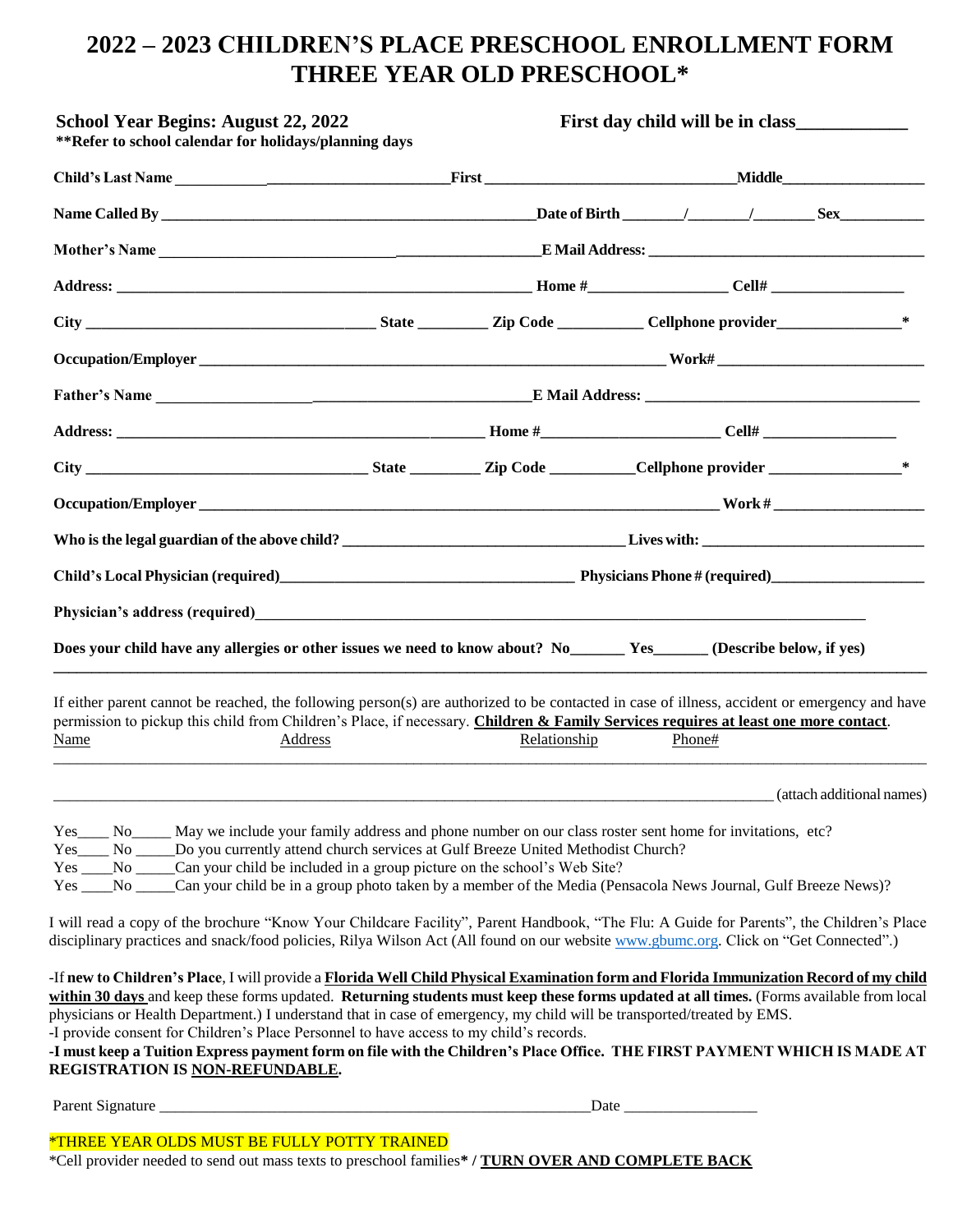# 2022 – 2023 CHILDREN'S PLACE PRESCHOOL ENROLLMENT FORM
# THREE YEAR OLD PRESCHOOL*

**School Year Begins: August 22, 2022** **First day child will be in class\_\_\_\_\_\_\_\_\_\_\_\_**
**\*\*Refer to school calendar for holidays/planning days**

**Child's Last Name \_\_\_\_\_\_\_\_\_\_\_\_\_\_\_\_\_\_\_\_\_\_\_\_\_\_\_\_\_\_\_\_\_\_ First \_\_\_\_\_\_\_\_\_\_\_\_\_\_\_\_\_\_\_\_\_\_\_\_\_\_\_\_\_\_ Middle\_\_\_\_\_\_\_\_\_\_\_\_\_\_\_\_\_\_**

**Name Called By \_\_\_\_\_\_\_\_\_\_\_\_\_\_\_\_\_\_\_\_\_\_\_\_\_\_\_\_\_\_\_\_\_\_\_\_\_\_\_\_\_\_\_\_\_\_\_\_ Date of Birth \_\_\_\_\_\_\_/\_\_\_\_\_\_\_/\_\_\_\_\_\_\_ Sex\_\_\_\_\_\_\_\_\_\_\_**

**Mother's Name \_\_\_\_\_\_\_\_\_\_\_\_\_\_\_\_\_\_\_\_\_\_\_\_\_\_\_\_\_\_\_\_\_\_\_\_\_\_\_\_\_\_\_\_\_\_ E Mail Address: \_\_\_\_\_\_\_\_\_\_\_\_\_\_\_\_\_\_\_\_\_\_\_\_\_\_\_\_\_\_\_\_\_\_\_\_**

**Address: \_\_\_\_\_\_\_\_\_\_\_\_\_\_\_\_\_\_\_\_\_\_\_\_\_\_\_\_\_\_\_\_\_\_\_\_\_\_\_\_\_\_\_\_\_\_\_\_\_\_\_\_ Home #\_\_\_\_\_\_\_\_\_\_\_\_\_\_\_\_\_\_ Cell# \_\_\_\_\_\_\_\_\_\_\_\_\_\_\_\_\_\_**

**City \_\_\_\_\_\_\_\_\_\_\_\_\_\_\_\_\_\_\_\_\_\_\_\_\_\_\_\_\_\_\_\_\_\_\_\_ State \_\_\_\_\_\_\_\_\_ Zip Code \_\_\_\_\_\_\_\_\_\_\_ Cellphone provider\_\_\_\_\_\_\_\_\_\_\_\_\_\_\_\_\***

**Occupation/Employer \_\_\_\_\_\_\_\_\_\_\_\_\_\_\_\_\_\_\_\_\_\_\_\_\_\_\_\_\_\_\_\_\_\_\_\_\_\_\_\_\_\_\_\_\_\_\_\_\_\_\_\_\_\_\_\_\_\_\_\_ Work# \_\_\_\_\_\_\_\_\_\_\_\_\_\_\_\_\_\_\_\_\_\_\_\_\_\_\_**

**Father's Name \_\_\_\_\_\_\_\_\_\_\_\_\_\_\_\_\_\_\_\_\_\_\_\_\_\_\_\_\_\_\_\_\_\_\_\_\_\_\_\_\_\_\_\_\_\_ E Mail Address: \_\_\_\_\_\_\_\_\_\_\_\_\_\_\_\_\_\_\_\_\_\_\_\_\_\_\_\_\_\_\_\_\_\_\_\_**

**Address: \_\_\_\_\_\_\_\_\_\_\_\_\_\_\_\_\_\_\_\_\_\_\_\_\_\_\_\_\_\_\_\_\_\_\_\_\_\_\_\_\_\_\_\_\_\_\_\_ Home #\_\_\_\_\_\_\_\_\_\_\_\_\_\_\_\_\_\_\_\_\_\_ Cell# \_\_\_\_\_\_\_\_\_\_\_\_\_\_\_\_\_\_**

**City \_\_\_\_\_\_\_\_\_\_\_\_\_\_\_\_\_\_\_\_\_\_\_\_\_\_\_\_\_\_\_\_\_\_\_\_ State \_\_\_\_\_\_\_\_\_ Zip Code \_\_\_\_\_\_\_\_\_\_\_Cellphone provider \_\_\_\_\_\_\_\_\_\_\_\_\_\_\_\_\_\***

**Occupation/Employer \_\_\_\_\_\_\_\_\_\_\_\_\_\_\_\_\_\_\_\_\_\_\_\_\_\_\_\_\_\_\_\_\_\_\_\_\_\_\_\_\_\_\_\_\_\_\_\_\_\_\_\_\_\_\_\_\_\_\_\_\_\_\_\_ Work # \_\_\_\_\_\_\_\_\_\_\_\_\_\_\_\_\_\_\_\_**

**Who is the legal guardian of the above child? \_\_\_\_\_\_\_\_\_\_\_\_\_\_\_\_\_\_\_\_\_\_\_\_\_\_\_\_\_\_\_\_\_\_\_\_\_ Lives with: \_\_\_\_\_\_\_\_\_\_\_\_\_\_\_\_\_\_\_\_\_\_\_\_\_\_\_\_\_\_**

**Child's Local Physician (required)\_\_\_\_\_\_\_\_\_\_\_\_\_\_\_\_\_\_\_\_\_\_\_\_\_\_\_\_\_\_\_\_\_\_\_\_\_\_ Physicians Phone # (required)\_\_\_\_\_\_\_\_\_\_\_\_\_\_\_\_\_\_\_\_**

**Physician's address (required)\_\_\_\_\_\_\_\_\_\_\_\_\_\_\_\_\_\_\_\_\_\_\_\_\_\_\_\_\_\_\_\_\_\_\_\_\_\_\_\_\_\_\_\_\_\_\_\_\_\_\_\_\_\_\_\_\_\_\_\_\_\_\_\_\_\_\_\_\_\_\_\_\_\_\_\_\_**

**Does your child have any allergies or other issues we need to know about? No\_\_\_\_\_\_\_ Yes\_\_\_\_\_\_\_ (Describe below, if yes)**

\_\_\_\_\_\_\_\_\_\_\_\_\_\_\_\_\_\_\_\_\_\_\_\_\_\_\_\_\_\_\_\_\_\_\_\_\_\_\_\_\_\_\_\_\_\_\_\_\_\_\_\_\_\_\_\_\_\_\_\_\_\_\_\_\_\_\_\_\_\_\_\_\_\_\_\_\_\_\_\_\_\_\_\_\_\_\_\_\_\_\_\_\_\_\_\_\_\_\_\_\_\_

If either parent cannot be reached, the following person(s) are authorized to be contacted in case of illness, accident or emergency and have permission to pickup this child from Children's Place, if necessary. **Children & Family Services requires at least one more contact**.

Name Address Relationship Phone#

\_\_\_\_\_\_\_\_\_\_\_\_\_\_\_\_\_\_\_\_\_\_\_\_\_\_\_\_\_\_\_\_\_\_\_\_\_\_\_\_\_\_\_\_\_\_\_\_\_\_\_\_\_\_\_\_\_\_\_\_\_\_\_\_\_\_\_\_\_\_\_\_\_\_\_\_\_\_\_\_\_\_\_\_\_\_\_\_\_\_\_\_\_\_\_\_\_\_\_\_\_\_

\_\_\_\_\_\_\_\_\_\_\_\_\_\_\_\_\_\_\_\_\_\_\_\_\_\_\_\_\_\_\_\_\_\_\_\_\_\_\_\_\_\_\_\_\_\_\_\_\_\_\_\_\_\_\_\_\_\_\_\_\_\_\_\_\_\_\_\_\_\_\_\_\_\_\_\_\_\_\_\_\_\_\_\_\_\_ (attach additional names)

Yes\_\_\_\_ No\_\_\_\_\_ May we include your family address and phone number on our class roster sent home for invitations, etc?
Yes\_\_\_\_ No \_\_\_\_\_Do you currently attend church services at Gulf Breeze United Methodist Church?
Yes \_\_\_\_No \_\_\_\_\_Can your child be included in a group picture on the school's Web Site?
Yes \_\_\_\_No \_\_\_\_\_Can your child be in a group photo taken by a member of the Media (Pensacola News Journal, Gulf Breeze News)?

I will read a copy of the brochure "Know Your Childcare Facility", Parent Handbook, "The Flu: A Guide for Parents", the Children's Place disciplinary practices and snack/food policies, Rilya Wilson Act (All found on our website www.gbumc.org. Click on "Get Connected".)

-If **new to Children's Place**, I will provide a **Florida Well Child Physical Examination form and Florida Immunization Record of my child within 30 days** and keep these forms updated. **Returning students must keep these forms updated at all times.** (Forms available from local physicians or Health Department.) I understand that in case of emergency, my child will be transported/treated by EMS.
-I provide consent for Children's Place Personnel to have access to my child's records.
**-I must keep a Tuition Express payment form on file with the Children's Place Office. THE FIRST PAYMENT WHICH IS MADE AT REGISTRATION IS NON-REFUNDABLE.**

Parent Signature \_\_\_\_\_\_\_\_\_\_\_\_\_\_\_\_\_\_\_\_\_\_\_\_\_\_\_\_\_\_\_\_\_\_\_\_\_\_\_\_\_\_\_\_\_\_\_\_\_\_\_\_\_\_\_\_ Date \_\_\_\_\_\_\_\_\_\_\_\_\_\_\_\_\_

*THREE YEAR OLDS MUST BE FULLY POTTY TRAINED
*Cell provider needed to send out mass texts to preschool families* / **TURN OVER AND COMPLETE BACK**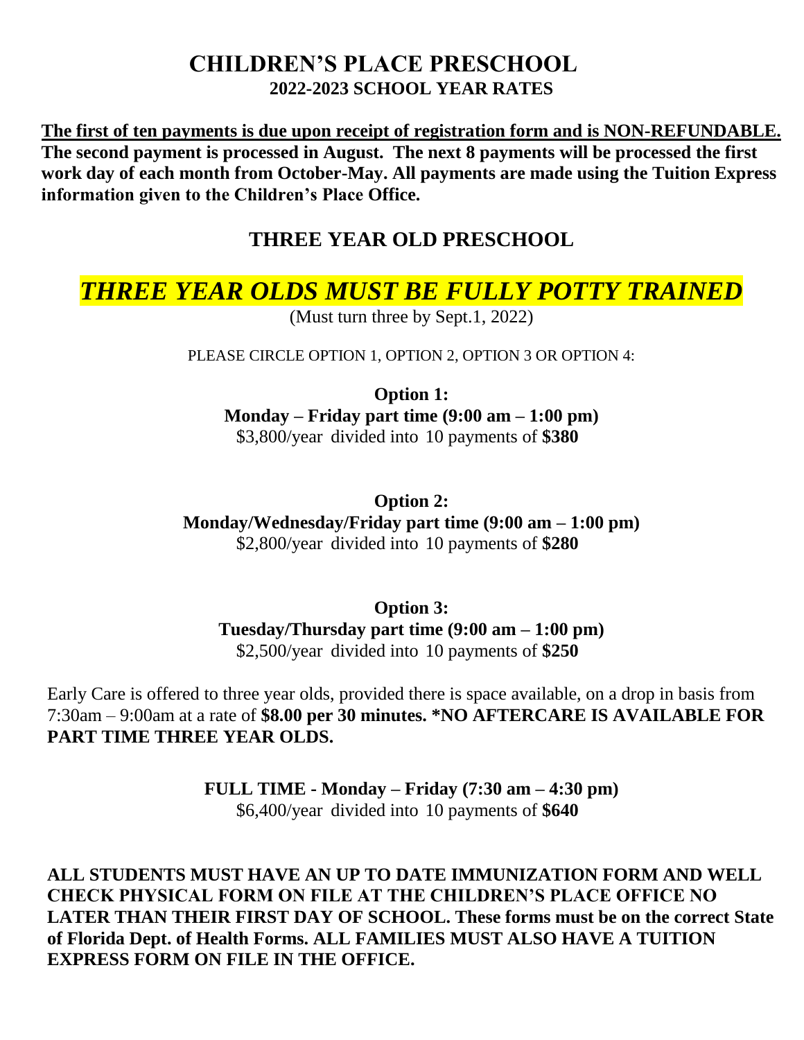# CHILDREN'S PLACE PRESCHOOL

## 2022-2023 SCHOOL YEAR RATES

**The first of ten payments is due upon receipt of registration form and is NON-REFUNDABLE. The second payment is processed in August. The next 8 payments will be processed the first work day of each month from October-May. All payments are made using the Tuition Express information given to the Children's Place Office.**

## THREE YEAR OLD PRESCHOOL

***THREE YEAR OLDS MUST BE FULLY POTTY TRAINED***

(Must turn three by Sept.1, 2022)

PLEASE CIRCLE OPTION 1, OPTION 2, OPTION 3 OR OPTION 4:

**Option 1:**
**Monday – Friday part time (9:00 am – 1:00 pm)**
$3,800/year divided into 10 payments of **$380**

**Option 2:**
**Monday/Wednesday/Friday part time (9:00 am – 1:00 pm)**
$2,800/year divided into 10 payments of **$280**

**Option 3:**
**Tuesday/Thursday part time (9:00 am – 1:00 pm)**
$2,500/year divided into 10 payments of **$250**

Early Care is offered to three year olds, provided there is space available, on a drop in basis from 7:30am – 9:00am at a rate of **$8.00 per 30 minutes. *NO AFTERCARE IS AVAILABLE FOR PART TIME THREE YEAR OLDS.**

**FULL TIME - Monday – Friday (7:30 am – 4:30 pm)**
$6,400/year divided into 10 payments of **$640**

**ALL STUDENTS MUST HAVE AN UP TO DATE IMMUNIZATION FORM AND WELL CHECK PHYSICAL FORM ON FILE AT THE CHILDREN'S PLACE OFFICE NO LATER THAN THEIR FIRST DAY OF SCHOOL. These forms must be on the correct State of Florida Dept. of Health Forms. ALL FAMILIES MUST ALSO HAVE A TUITION EXPRESS FORM ON FILE IN THE OFFICE.**